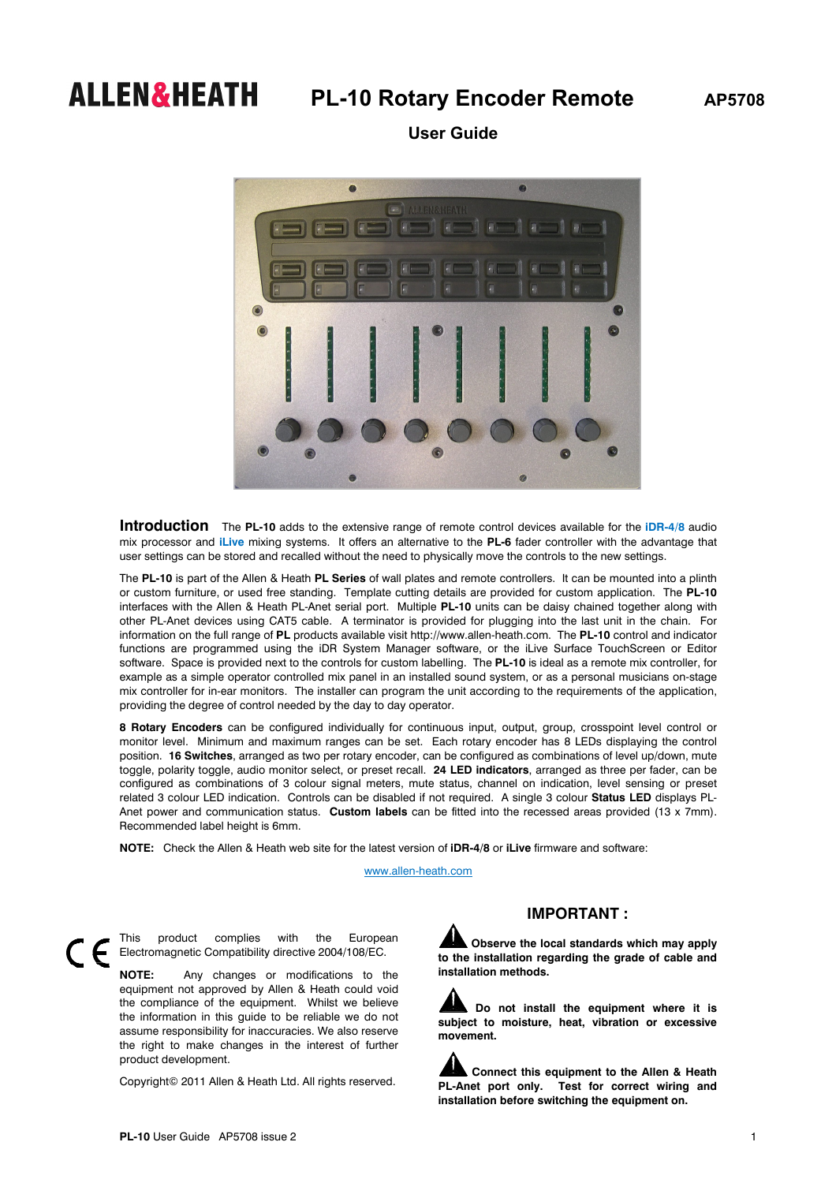# ALLEN&HEATH PL-10 Rotary Encoder Remote AP5708

## User Guide

## Introduction

The **PL-10** adds to the extensive range of remote control devices available for the **iDR-4/8** audio mix processor and **iLive** mixing systems. It offers an alternative to the **PL-6** fader controller with the advantage that user settings can be stored and recalled without the need to physically move the controls to the new settings.

The **PL-10** is part of the Allen & Heath **PL Series** of wall plates and remote controllers. It can be mounted into a plinth or custom furniture, or used free standing. Template cutting details are provided for custom application. The **PL-10** interfaces with the Allen & Heath PL-Anet serial port. Multiple **PL-10** units can be daisy chained together along with other PL-Anet devices using CAT5 cable. A terminator is provided for plugging into the last unit in the chain. For information on the full range of **PL** products available visit http://www.allen-heath.com. The **PL-10** control and indicator functions are programmed using the iDR System Manager software, or the iLive Surface TouchScreen or Editor software. Space is provided next to the controls for custom labelling. The **PL-10** is ideal as a remote mix controller, for example as a simple operator controlled mix panel in an installed sound system, or as a personal musicians on-stage mix controller for in-ear monitors. The installer can program the unit according to the requirements of the application, providing the degree of control needed by the day to day operator.

**8 Rotary Encoders** can be configured individually for continuous input, output, group, crosspoint level control or monitor level. Minimum and maximum ranges can be set. Each rotary encoder has 8 LEDs displaying the control position. **16 Switches**, arranged as two per rotary encoder, can be configured as combinations of level up/down, mute toggle, polarity toggle, audio monitor select, or preset recall. **24 LED indicators**, arranged as three per fader, can be configured as combinations of 3 colour signal meters, mute status, channel on indication, level sensing or preset related 3 colour LED indication. Controls can be disabled if not required. A single 3 colour **Status LED** displays PL-Anet power and communication status. **Custom labels** can be fitted into the recessed areas provided (13 x 7mm). Recommended label height is 6mm.

**NOTE:** Check the Allen & Heath web site for the latest version of **iDR-4/8** or **iLive** firmware and software:

www.allen-heath.com

CE This product complies with the European Electromagnetic Compatibility directive 2004/108/EC.

**NOTE:** Any changes or modifications to the equipment not approved by Allen & Heath could void the compliance of the equipment. Whilst we believe the information in this guide to be reliable we do not assume responsibility for inaccuracies. We also reserve the right to make changes in the interest of further product development.

Copyright© 2011 Allen & Heath Ltd. All rights reserved.

### IMPORTANT :

**Observe the local standards which may apply to the installation regarding the grade of cable and installation methods.**

**Do not install the equipment where it is subject to moisture, heat, vibration or excessive movement.**

**Connect this equipment to the Allen & Heath PL-Anet port only. Test for correct wiring and installation before switching the equipment on.**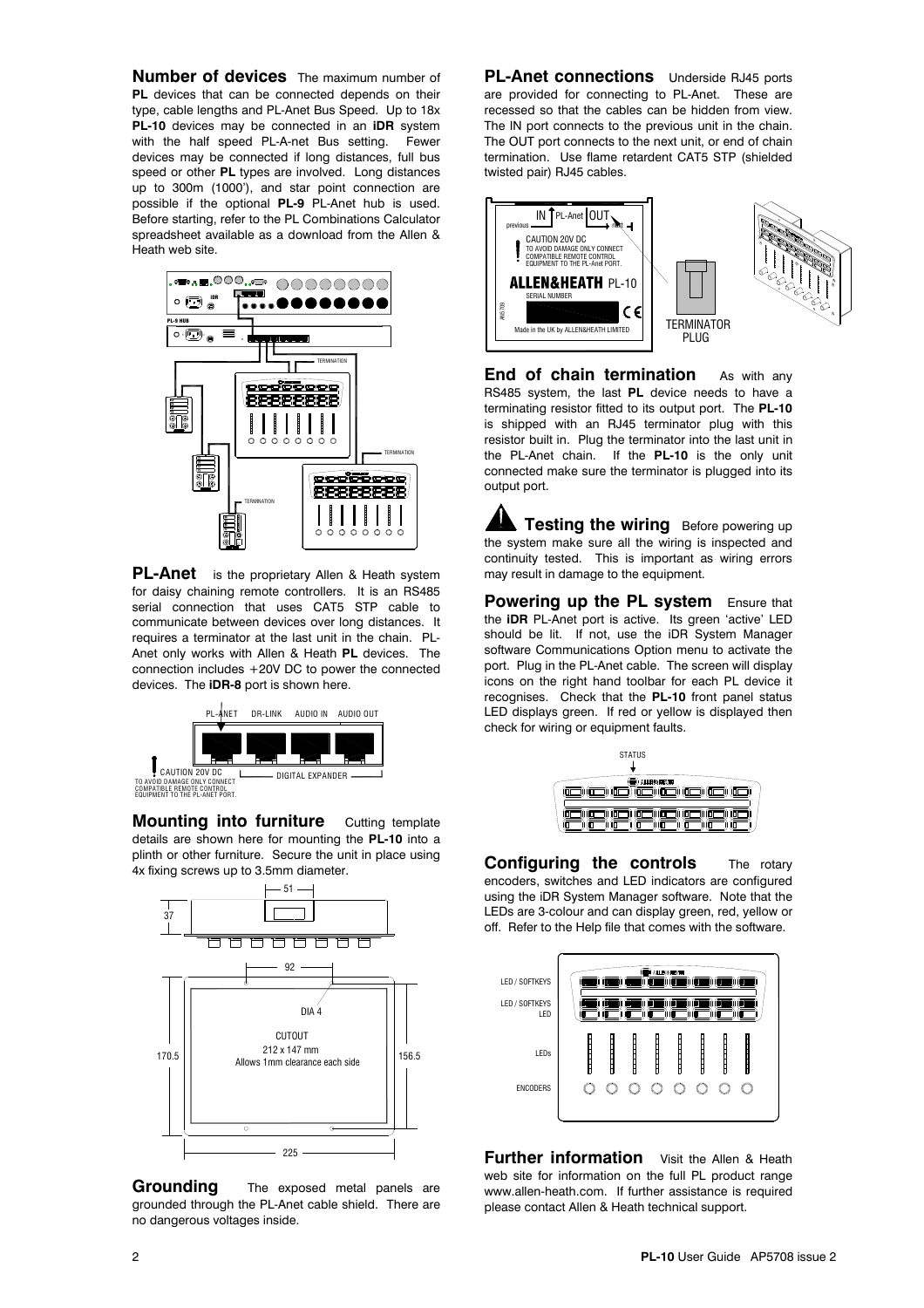**Number of devices** The maximum number of **PL** devices that can be connected depends on their type, cable lengths and PL-Anet Bus Speed. Up to 18x **PL-10** devices may be connected in an **iDR** system with the half speed PL-A-net Bus setting. Fewer devices may be connected if long distances, full bus speed or other **PL** types are involved. Long distances up to 300m (1000'), and star point connection are possible if the optional **PL-9** PL-Anet hub is used. Before starting, refer to the PL Combinations Calculator spreadsheet available as a download from the Allen & Heath web site.

iDR
PL-9 HUB
TERMINATION
TERMINATION
TERMINATION

**PL-Anet** is the proprietary Allen & Heath system for daisy chaining remote controllers. It is an RS485 serial connection that uses CAT5 STP cable to communicate between devices over long distances. It requires a terminator at the last unit in the chain. PL-Anet only works with Allen & Heath **PL** devices. The connection includes +20V DC to power the connected devices. The **iDR-8** port is shown here.

PL-ANET DR-LINK AUDIO IN AUDIO OUT
CAUTION 20V DC
TO AVOID DAMAGE ONLY CONNECT COMPATIBLE REMOTE CONTROL EQUIPMENT TO THE PL-ANET PORT.
DIGITAL EXPANDER

**Mounting into furniture** Cutting template details are shown here for mounting the **PL-10** into a plinth or other furniture. Secure the unit in place using 4x fixing screws up to 3.5mm diameter.

51
37
92
DIA 4
CUTOUT
212 x 147 mm
Allows 1mm clearance each side
170.5
156.5
225

**Grounding** The exposed metal panels are grounded through the PL-Anet cable shield. There are no dangerous voltages inside.

**PL-Anet connections** Underside RJ45 ports are provided for connecting to PL-Anet. These are recessed so that the cables can be hidden from view. The IN port connects to the previous unit in the chain. The OUT port connects to the next unit, or end of chain termination. Use flame retardent CAT5 STP (shielded twisted pair) RJ45 cables.

IN PL-Anet OUT
previous next
CAUTION 20V DC
TO AVOID DAMAGE ONLY CONNECT COMPATIBLE REMOTE CONTROL EQUIPMENT TO THE PL-Anet PORT.
ALLEN&HEATH PL-10
SERIAL NUMBER
AB5709
Made in the UK by ALLEN&HEATH LIMITED
TERMINATOR PLUG

**End of chain termination** As with any RS485 system, the last **PL** device needs to have a terminating resistor fitted to its output port. The **PL-10** is shipped with an RJ45 terminator plug with this resistor built in. Plug the terminator into the last unit in the PL-Anet chain. If the **PL-10** is the only unit connected make sure the terminator is plugged into its output port.

**Testing the wiring** Before powering up the system make sure all the wiring is inspected and continuity tested. This is important as wiring errors may result in damage to the equipment.

**Powering up the PL system** Ensure that the **iDR** PL-Anet port is active. Its green 'active' LED should be lit. If not, use the iDR System Manager software Communications Option menu to activate the port. Plug in the PL-Anet cable. The screen will display icons on the right hand toolbar for each PL device it recognises. Check that the **PL-10** front panel status LED displays green. If red or yellow is displayed then check for wiring or equipment faults.

STATUS

**Configuring the controls** The rotary encoders, switches and LED indicators are configured using the iDR System Manager software. Note that the LEDs are 3-colour and can display green, red, yellow or off. Refer to the Help file that comes with the software.

LED / SOFTKEYS
LED / SOFTKEYS LED
LEDs
ENCODERS

**Further information** Visit the Allen & Heath web site for information on the full PL product range www.allen-heath.com. If further assistance is required please contact Allen & Heath technical support.